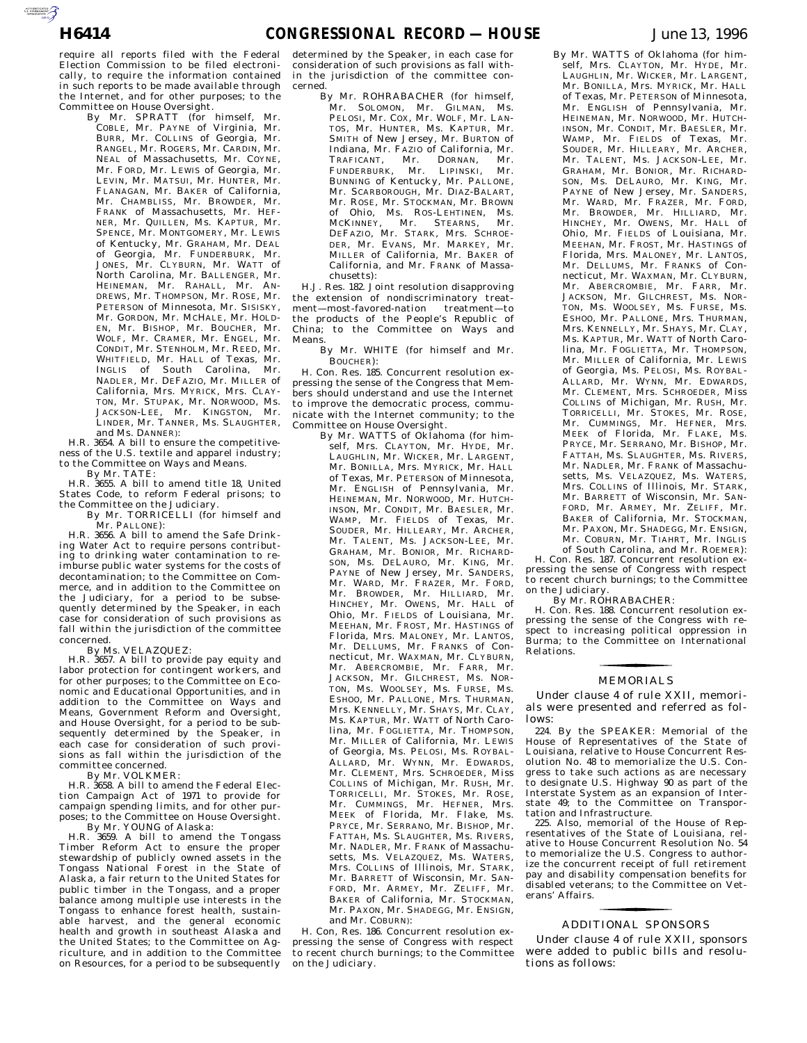require all reports filed with the Federal Election Commission to be filed electronically, to require the information contained in such reports to be made available through the Internet, and for other purposes; to the Committee on House Oversight.

By Mr. SPRATT (for himself, Mr. COBLE, Mr. PAYNE of Virginia, Mr. BURR, Mr. COLLINS of Georgia, Mr. RANGEL, Mr. ROGERS, Mr. CARDIN, Mr. NEAL of Massachusetts, Mr. COYNE, Mr. FORD, Mr. LEWIS of Georgia, Mr. LEVIN, Mr. MATSUI, Mr. HUNTER, Mr. FLANAGAN, Mr. BAKER of California, Mr. CHAMBLISS, Mr. BROWDER, Mr. FRANK of Massachusetts, Mr. HEFNER, Mr. QUILLEN, Ms. KAPTUR, Mr. SPENCE, Mr. MONTGOMERY, Mr. LEWIS of Kentucky, Mr. GRAHAM, Mr. DEAL of Georgia, Mr. FUNDERBURK, Mr. JONES, Mr. CLYBURN, Mr. WATT of North Carolina, Mr. BALLENGER, Mr. HEINEMAN, Mr. RAHALL, Mr. ANDREWS, Mr. THOMPSON, Mr. ROSE, Mr. PETERSON of Minnesota, Mr. SISISKY, Mr. GORDON, Mr. MCHALE, Mr. HOLDEN, Mr. BISHOP, Mr. BOUCHER, Mr. WOLF, Mr. CRAMER, Mr. ENGEL, Mr. CONDIT, Mr. STENHOLM, Mr. REED, Mr. WHITFIELD, Mr. HALL of Texas, Mr. INGLIS of South Carolina, Mr. NADLER, Mr. DEFAZIO, Mr. MILLER of California, Mrs. MYRICK, Mrs. CLAYTON, Mr. STUPAK, Mr. NORWOOD, Ms. JACKSON-LEE, Mr. KINGSTON, Mr. LINDER, Mr. TANNER, Ms. SLAUGHTER, and Ms. DANNER):

H.R. 3654. A bill to ensure the competitiveness of the U.S. textile and apparel industry; to the Committee on Ways and Means.

By Mr. TATE:

H.R. 3655. A bill to amend title 18, United States Code, to reform Federal prisons; to the Committee on the Judiciary.

By Mr. TORRICELLI (for himself and Mr. PALLONE):

H.R. 3656. A bill to amend the Safe Drinking Water Act to require persons contributing to drinking water contamination to reimburse public water systems for the costs of decontamination; to the Committee on Commerce, and in addition to the Committee on the Judiciary, for a period to be subsequently determined by the Speaker, in each case for consideration of such provisions as fall within the jurisdiction of the committee concerned.

By Ms. VELAZQUEZ:

H.R. 3657. A bill to provide pay equity and labor protection for contingent workers, and for other purposes; to the Committee on Economic and Educational Opportunities, and in addition to the Committee on Ways and Means, Government Reform and Oversight, and House Oversight, for a period to be subsequently determined by the Speaker, in each case for consideration of such provisions as fall within the jurisdiction of the committee concerned.

By Mr. VOLKMER:

H.R. 3658. A bill to amend the Federal Election Campaign Act of 1971 to provide for campaign spending limits, and for other purposes; to the Committee on House Oversight.

By Mr. YOUNG of Alaska:

H.R. 3659. A bill to amend the Tongass Timber Reform Act to ensure the proper stewardship of publicly owned assets in the Tongass National Forest in the State of Alaska, a fair return to the United States for public timber in the Tongass, and a proper balance among multiple use interests in the Tongass to enhance forest health, sustainable harvest, and the general economic health and growth in southeast Alaska and the United States; to the Committee on Agriculture, and in addition to the Committee on Resources, for a period to be subsequently determined by the Speaker, in each case for consideration of such provisions as fall within the jurisdiction of the committee concerned.

By Mr. ROHRABACHER (for himself, Mr. SOLOMON, Mr. GILMAN, Ms. PELOSI, Mr. COX, Mr. WOLF, Mr. LANTOS, Mr. HUNTER, Ms. KAPTUR, Mr. SMITH of New Jersey, Mr. BURTON of Indiana, Mr. FAZIO of California, Mr. TRAFICANT, Mr. DORNAN, Mr. FUNDERBURK, Mr. LIPINSKI, Mr. BUNNING of Kentucky, Mr. PALLONE, Mr. SCARBOROUGH, Mr. DIAZ-BALART, Mr. ROSE, Mr. STOCKMAN, Mr. BROWN of Ohio, Ms. ROS-LEHTINEN, Ms. MCKINNEY, Mr. STEARNS, Mr. DEFAZIO, Mr. STARK, Mrs. SCHROEDER, Mr. EVANS, Mr. MARKEY, Mr. MILLER of California, Mr. BAKER of California, and Mr. FRANK of Massachusetts):

H.J. Res. 182. Joint resolution disapproving the extension of nondiscriminatory treatment—most-favored-nation treatment—to the products of the People's Republic of China; to the Committee on Ways and Means.

By Mr. WHITE (for himself and Mr. BOUCHER):

H. Con. Res. 185. Concurrent resolution expressing the sense of the Congress that Members should understand and use the Internet to improve the democratic process, communicate with the Internet community; to the Committee on House Oversight.

By Mr. WATTS of Oklahoma (for himself, Mrs. CLAYTON, Mr. HYDE, Mr. LAUGHLIN, Mr. WICKER, Mr. LARGENT, Mr. BONILLA, Mrs. MYRICK, Mr. HALL of Texas, Mr. PETERSON of Minnesota, Mr. ENGLISH of Pennsylvania, Mr. HEINEMAN, Mr. NORWOOD, Mr. HUTCHINSON, Mr. CONDIT, Mr. BAESLER, Mr. WAMP, Mr. FIELDS of Texas, Mr. SOUDER, Mr. HILLEARY, Mr. ARCHER, Mr. TALENT, Ms. JACKSON-LEE, Mr. GRAHAM, Mr. BONIOR, Mr. RICHARDSON, Ms. DELAURO, Mr. KING, Mr. PAYNE of New Jersey, Mr. SANDERS, Mr. WARD, Mr. FRAZER, Mr. FORD, Mr. BROWDER, Mr. HILLIARD, Mr. HINCHEY, Mr. OWENS, Mr. HALL of Ohio, Mr. FIELDS of Louisiana, Mr. MEEHAN, Mr. FROST, Mr. HASTINGS of Florida, Mrs. MALONEY, Mr. LANTOS, Mr. DELLUMS, Mr. FRANKS of Connecticut, Mr. WAXMAN, Mr. CLYBURN, Mr. ABERCROMBIE, Mr. FARR, Mr. JACKSON, Mr. GILCHREST, Ms. NORTON, Ms. WOOLSEY, Ms. FURSE, Ms. ESHOO, Mr. PALLONE, Mrs. THURMAN, Mrs. KENNELLY, Mr. SHAYS, Mr. CLAY, Ms. KAPTUR, Mr. WATT of North Carolina, Mr. FOGLIETTA, Mr. THOMPSON, Mr. MILLER of California, Mr. LEWIS of Georgia, Ms. PELOSI, Ms. ROYBAL-ALLARD, Mr. WYNN, Mr. EDWARDS, Mr. CLEMENT, Mrs. SCHROEDER, Miss COLLINS of Michigan, Mr. RUSH, Mr. TORRICELLI, Mr. STOKES, Mr. ROSE, Mr. CUMMINGS, Mr. HEFNER, Mrs. MEEK of Florida, Mr. Flake, Ms. PRYCE, Mr. SERRANO, Mr. BISHOP, Mr. FATTAH, Ms. SLAUGHTER, Ms. RIVERS, Mr. NADLER, Mr. FRANK of Massachusetts, Ms. VELAZQUEZ, Ms. WATERS, Mrs. COLLINS of Illinois, Mr. STARK, Mr. BARRETT of Wisconsin, Mr. SANFORD, Mr. ARMEY, Mr. ZELIFF, Mr. BAKER of California, Mr. STOCKMAN, Mr. PAXON, Mr. SHADEGG, Mr. ENSIGN, and Mr. COBURN):

H. Con, Res. 186. Concurrent resolution expressing the sense of Congress with respect to recent church burnings; to the Committee on the Judiciary.

By Mr. WATTS of Oklahoma (for himself, Mrs. CLAYTON, Mr. HYDE, Mr. LAUGHLIN, Mr. WICKER, Mr. LARGENT, Mr. BONILLA, Mrs. MYRICK, Mr. HALL of Texas, Mr. PETERSON of Minnesota, Mr. ENGLISH of Pennsylvania, Mr. HEINEMAN, Mr. NORWOOD, Mr. HUTCHINSON, Mr. CONDIT, Mr. BAESLER, Mr. WAMP, Mr. FIELDS of Texas, Mr. SOUDER, Mr. HILLEARY, Mr. ARCHER, Mr. TALENT, Ms. JACKSON-LEE, Mr. GRAHAM, Mr. BONIOR, Mr. RICHARDSON, Ms. DELAURO, Mr. KING, Mr. PAYNE of New Jersey, Mr. SANDERS, Mr. WARD, Mr. FRAZER, Mr. FORD, Mr. BROWDER, Mr. HILLIARD, Mr. HINCHEY, Mr. OWENS, Mr. HALL of Ohio, Mr. FIELDS of Louisiana, Mr. MEEHAN, Mr. FROST, Mr. HASTINGS of Florida, Mrs. MALONEY, Mr. LANTOS, Mr. DELLUMS, Mr. FRANKS of Connecticut, Mr. WAXMAN, Mr. CLYBURN, Mr. ABERCROMBIE, Mr. FARR, Mr. JACKSON, Mr. GILCHREST, Ms. NORTON, Ms. WOOLSEY, Ms. FURSE, Ms. ESHOO, Mr. PALLONE, Mrs. THURMAN, Mrs. KENNELLY, Mr. SHAYS, Mr. CLAY, Ms. KAPTUR, Mr. WATT of North Carolina, Mr. FOGLIETTA, Mr. THOMPSON, Mr. MILLER of California, Mr. LEWIS of Georgia, Ms. PELOSI, Ms. ROYBAL-ALLARD, Mr. WYNN, Mr. EDWARDS, Mr. CLEMENT, Mrs. SCHROEDER, Miss COLLINS of Michigan, Mr. RUSH, Mr. TORRICELLI, Mr. STOKES, Mr. ROSE, Mr. CUMMINGS, Mr. HEFNER, Mrs. MEEK of Florida, Mr. FLAKE, Ms. PRYCE, Mr. SERRANO, Mr. BISHOP, Mr. FATTAH, Ms. SLAUGHTER, Ms. RIVERS, Mr. NADLER, Mr. FRANK of Massachusetts, Ms. VELAZQUEZ, Ms. WATERS, Mrs. COLLINS of Illinois, Mr. STARK, Mr. BARRETT of Wisconsin, Mr. SANFORD, Mr. ARMEY, Mr. ZELIFF, Mr. BAKER of California, Mr. STOCKMAN, Mr. PAXON, Mr. SHADEGG, Mr. ENSIGN, Mr. COBURN, Mr. TIAHRT, Mr. INGLIS of South Carolina, and Mr. ROEMER):

H. Con. Res. 187. Concurrent resolution expressing the sense of Congress with respect to recent church burnings; to the Committee on the Judiciary.

By Mr. ROHRABACHER:

H. Con. Res. 188. Concurrent resolution expressing the sense of the Congress with respect to increasing political oppression in Burma; to the Committee on International Relations.

## MEMORIALS

Under clause 4 of rule XXII, memorials were presented and referred as follows:

224. By the SPEAKER: Memorial of the House of Representatives of the State of Louisiana, relative to House Concurrent Resolution No. 48 to memorialize the U.S. Congress to take such actions as are necessary to designate U.S. Highway 90 as part of the Interstate System as an expansion of Interstate 49; to the Committee on Transportation and Infrastructure.

225. Also, memorial of the House of Representatives of the State of Louisiana, relative to House Concurrent Resolution No. 54 to memorialize the U.S. Congress to authorize the concurrent receipt of full retirement pay and disability compensation benefits for disabled veterans; to the Committee on Veterans' Affairs.

## ADDITIONAL SPONSORS

Under clause 4 of rule XXII, sponsors were added to public bills and resolutions as follows: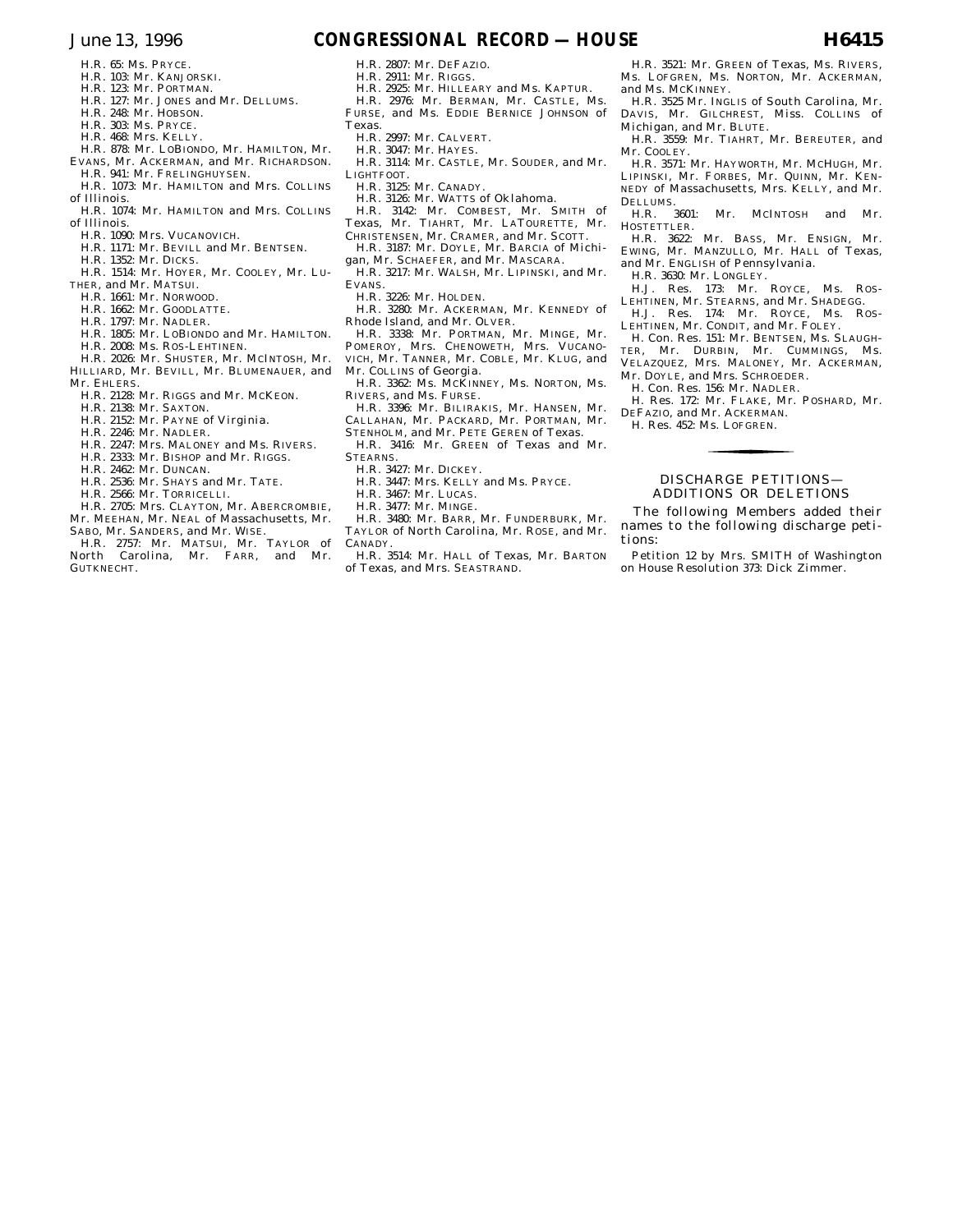H.R. 65: Ms. PRYCE.

H.R. 103: Mr. KANJORSKI.

H.R. 123: Mr. PORTMAN.

H.R. 127: Mr. JONES and Mr. DELLUMS.

H.R. 248: Mr. HOBSON.

H.R. 303: Ms. PRYCE.

H.R. 468: Mrs. KELLY.

H.R. 878: Mr. LOBIONDO, Mr. HAMILTON, Mr. EVANS, Mr. ACKERMAN, and Mr. RICHARDSON.

H.R. 941: Mr. FRELINGHUYSEN.

H.R. 1073: Mr. HAMILTON and Mrs. COLLINS of Illinois.

H.R. 1074: Mr. HAMILTON and Mrs. COLLINS of Illinois.

H.R. 1090: Mrs. VUCANOVICH.

H.R. 1171: Mr. BEVILL and Mr. BENTSEN.

H.R. 1352: Mr. DICKS.

H.R. 1514: Mr. HOYER, Mr. COOLEY, Mr. LUTHER, and Mr. MATSUI.

H.R. 1661: Mr. NORWOOD.

H.R. 1662: Mr. GOODLATTE.

H.R. 1797: Mr. NADLER.

H.R. 1805: Mr. LOBIONDO and Mr. HAMILTON.

H.R. 2008: Ms. ROS-LEHTINEN.

H.R. 2026: Mr. SHUSTER, Mr. MCINTOSH, Mr. HILLIARD, Mr. BEVILL, Mr. BLUMENAUER, and Mr. EHLERS.

H.R. 2128: Mr. RIGGS and Mr. MCKEON.

H.R. 2138: Mr. SAXTON.

H.R. 2152: Mr. PAYNE of Virginia.

H.R. 2246: Mr. NADLER.

H.R. 2247: Mrs. MALONEY and Ms. RIVERS.

H.R. 2333: Mr. BISHOP and Mr. RIGGS.

H.R. 2462: Mr. DUNCAN.

H.R. 2536: Mr. SHAYS and Mr. TATE.

H.R. 2566: Mr. TORRICELLI.

H.R. 2705: Mrs. CLAYTON, Mr. ABERCROMBIE, Mr. MEEHAN, Mr. NEAL of Massachusetts, Mr. SABO, Mr. SANDERS, and Mr. WISE.

H.R. 2757: Mr. MATSUI, Mr. TAYLOR of North Carolina, Mr. FARR, and Mr. GUTKNECHT.

H.R. 2807: Mr. DEFAZIO.

H.R. 2911: Mr. RIGGS.

H.R. 2925: Mr. HILLEARY and Ms. KAPTUR.

H.R. 2976: Mr. BERMAN, Mr. CASTLE, Ms. FURSE, and Ms. EDDIE BERNICE JOHNSON of Texas.

H.R. 2997: Mr. CALVERT.

H.R. 3047: Mr. HAYES.

H.R. 3114: Mr. CASTLE, Mr. SOUDER, and Mr. LIGHTFOOT.

H.R. 3125: Mr. CANADY.

H.R. 3126: Mr. WATTS of Oklahoma.

H.R. 3142: Mr. COMBEST, Mr. SMITH of Texas, Mr. TIAHRT, Mr. LATOURETTE, Mr. CHRISTENSEN, Mr. CRAMER, and Mr. SCOTT.

H.R. 3187: Mr. DOYLE, Mr. BARCIA of Michigan, Mr. SCHAEFER, and Mr. MASCARA.

H.R. 3217: Mr. WALSH, Mr. LIPINSKI, and Mr. EVANS.

H.R. 3226: Mr. HOLDEN.

H.R. 3280: Mr. ACKERMAN, Mr. KENNEDY of Rhode Island, and Mr. OLVER.

H.R. 3338: Mr. PORTMAN, Mr. MINGE, Mr. POMEROY, Mrs. CHENOWETH, Mrs. VUCANOVICH, Mr. TANNER, Mr. COBLE, Mr. KLUG, and Mr. COLLINS of Georgia.

H.R. 3362: Ms. MCKINNEY, Ms. NORTON, Ms. RIVERS, and Ms. FURSE.

H.R. 3396: Mr. BILIRAKIS, Mr. HANSEN, Mr. CALLAHAN, Mr. PACKARD, Mr. PORTMAN, Mr. STENHOLM, and Mr. PETE GEREN of Texas.

H.R. 3416: Mr. GREEN of Texas and Mr. STEARNS.

H.R. 3427: Mr. DICKEY.

H.R. 3447: Mrs. KELLY and Ms. PRYCE.

H.R. 3467: Mr. LUCAS.

H.R. 3477: Mr. MINGE.

H.R. 3480: Mr. BARR, Mr. FUNDERBURK, Mr. TAYLOR of North Carolina, Mr. ROSE, and Mr. CANADY.

H.R. 3514: Mr. HALL of Texas, Mr. BARTON of Texas, and Mrs. SEASTRAND.

H.R. 3521: Mr. GREEN of Texas, Ms. RIVERS, Ms. LOFGREN, Ms. NORTON, Mr. ACKERMAN, and Ms. MCKINNEY.

H.R. 3525 Mr. INGLIS of South Carolina, Mr. DAVIS, Mr. GILCHREST, Miss. COLLINS of Michigan, and Mr. BLUTE.

H.R. 3559: Mr. TIAHRT, Mr. BEREUTER, and Mr. COOLEY.

H.R. 3571: Mr. HAYWORTH, Mr. MCHUGH, Mr. LIPINSKI, Mr. FORBES, Mr. QUINN, Mr. KENNEDY of Massachusetts, Mrs. KELLY, and Mr. DELLUMS.

H.R. 3601: Mr. MCINTOSH and Mr. HOSTETTLER.

H.R. 3622: Mr. BASS, Mr. ENSIGN, Mr. EWING, Mr. MANZULLO, Mr. HALL of Texas, and Mr. ENGLISH of Pennsylvania.

H.R. 3630: Mr. LONGLEY.

H.J. Res. 173: Mr. ROYCE, Ms. ROS-LEHTINEN, Mr. STEARNS, and Mr. SHADEGG.

H.J. Res. 174: Mr. ROYCE, Ms. ROS-LEHTINEN, Mr. CONDIT, and Mr. FOLEY.

H. Con. Res. 151: Mr. BENTSEN, Ms. SLAUGHTER, Mr. DURBIN, Mr. CUMMINGS, Ms. VELAZQUEZ, Mrs. MALONEY, Mr. ACKERMAN, Mr. DOYLE, and Mrs. SCHROEDER.

H. Con. Res. 156: Mr. NADLER.

H. Res. 172: Mr. FLAKE, Mr. POSHARD, Mr. DEFAZIO, and Mr. ACKERMAN.

H. Res. 452: Ms. LOFGREN.

## DISCHARGE PETITIONS—ADDITIONS OR DELETIONS

The following Members added their names to the following discharge petitions:

Petition 12 by Mrs. SMITH of Washington on House Resolution 373: Dick Zimmer.